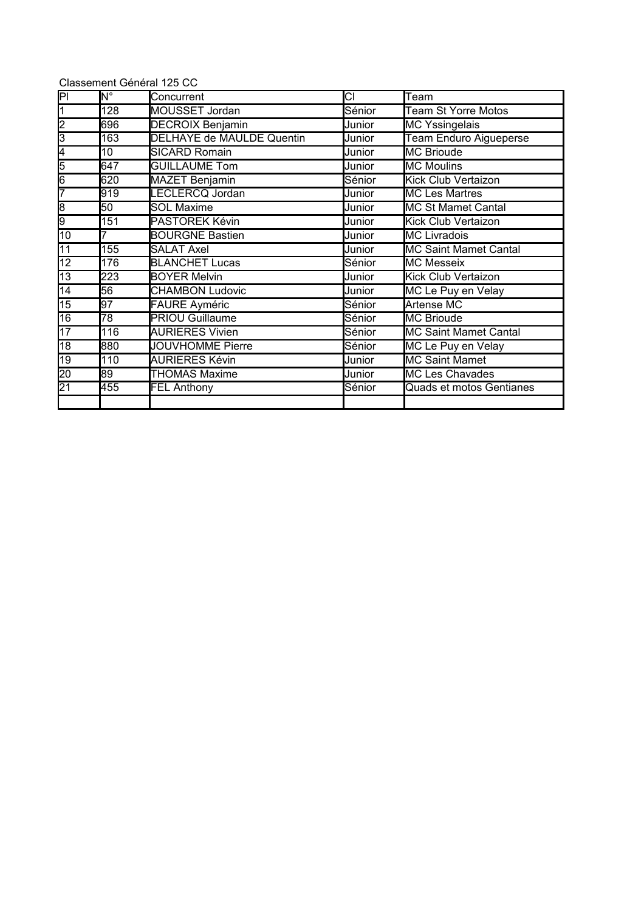Classement Général 125 CC

| Pl | N° | Concurrent | Cl | Team |
|---|---|---|---|---|
| 1 | 128 | MOUSSET Jordan | Sénior | Team St Yorre Motos |
| 2 | 696 | DECROIX Benjamin | Junior | MC Yssingelais |
| 3 | 163 | DELHAYE de MAULDE Quentin | Junior | Team Enduro Aigueperse |
| 4 | 10 | SICARD Romain | Junior | MC Brioude |
| 5 | 647 | GUILLAUME Tom | Junior | MC Moulins |
| 6 | 620 | MAZET Benjamin | Sénior | Kick Club Vertaizon |
| 7 | 919 | LECLERCQ Jordan | Junior | MC Les Martres |
| 8 | 50 | SOL Maxime | Junior | MC St Mamet Cantal |
| 9 | 151 | PASTOREK Kévin | Junior | Kick Club Vertaizon |
| 10 | 7 | BOURGNE Bastien | Junior | MC Livradois |
| 11 | 155 | SALAT Axel | Junior | MC Saint Mamet Cantal |
| 12 | 176 | BLANCHET Lucas | Sénior | MC Messeix |
| 13 | 223 | BOYER Melvin | Junior | Kick Club Vertaizon |
| 14 | 56 | CHAMBON Ludovic | Junior | MC Le Puy en Velay |
| 15 | 97 | FAURE Ayméric | Sénior | Artense MC |
| 16 | 78 | PRIOU Guillaume | Sénior | MC Brioude |
| 17 | 116 | AURIERES Vivien | Sénior | MC Saint Mamet Cantal |
| 18 | 880 | JOUVHOMME Pierre | Sénior | MC Le Puy en Velay |
| 19 | 110 | AURIERES Kévin | Junior | MC Saint Mamet |
| 20 | 89 | THOMAS Maxime | Junior | MC Les Chavades |
| 21 | 455 | FEL Anthony | Sénior | Quads et motos Gentianes |
| | | | | |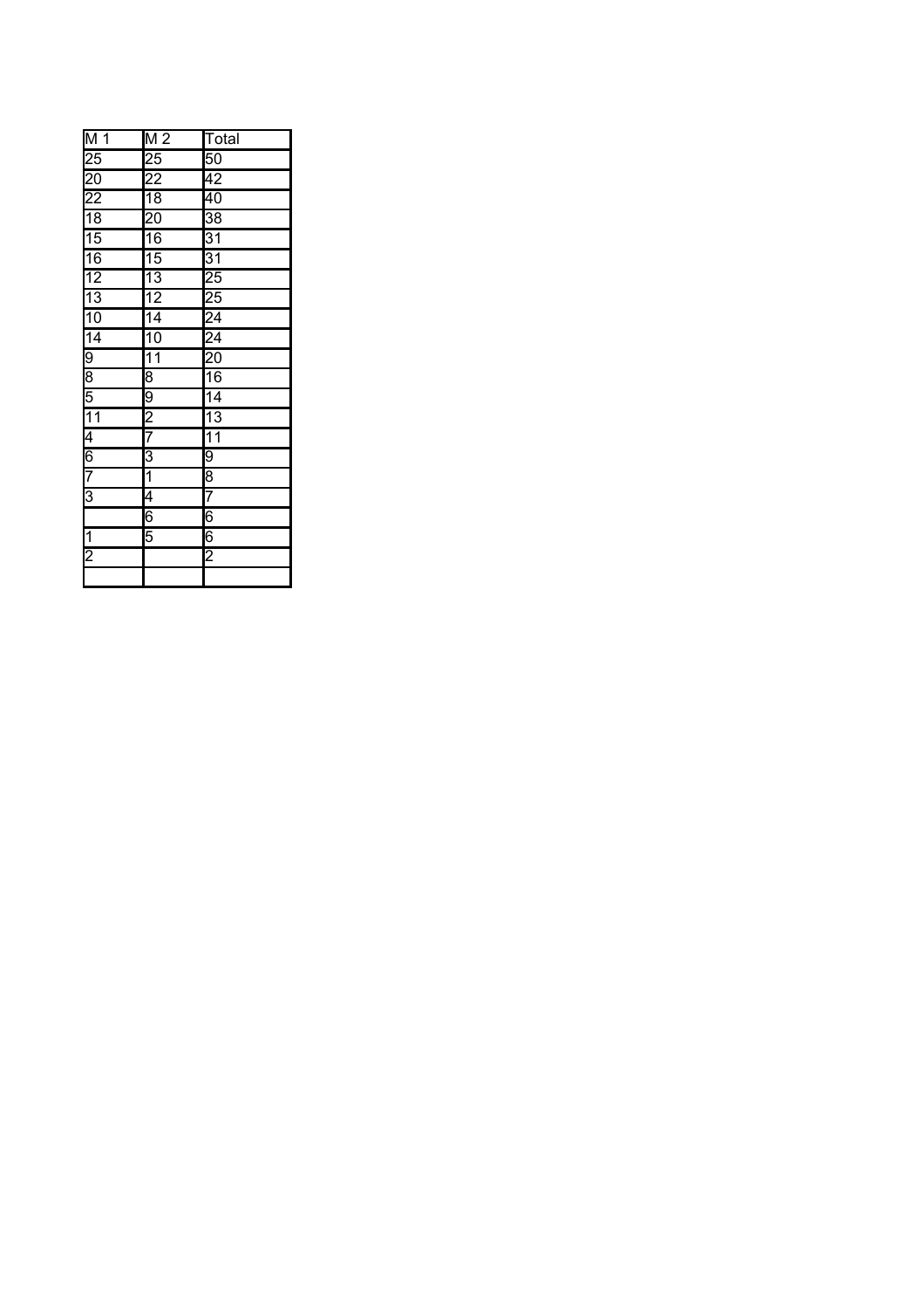| M 1 | M 2 | Total |
|---|---|---|
| 25 | 25 | 50 |
| 20 | 22 | 42 |
| 22 | 18 | 40 |
| 18 | 20 | 38 |
| 15 | 16 | 31 |
| 16 | 15 | 31 |
| 12 | 13 | 25 |
| 13 | 12 | 25 |
| 10 | 14 | 24 |
| 14 | 10 | 24 |
| 9 | 11 | 20 |
| 8 | 8 | 16 |
| 5 | 9 | 14 |
| 11 | 2 | 13 |
| 4 | 7 | 11 |
| 6 | 3 | 9 |
| 7 | 1 | 8 |
| 3 | 4 | 7 |
| | 6 | 6 |
| 1 | 5 | 6 |
| 2 | | 2 |
| | | |